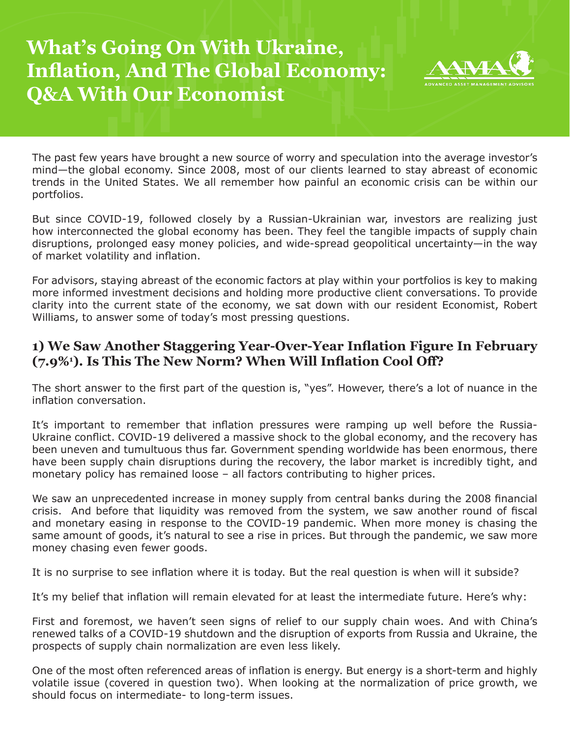# What's Going On With Ukraine, Inflation, And The Global Economy: Q&A With Our Economist

The past few years have brought a new source of worry and speculation into the average investor's mind—the global economy. Since 2008, most of our clients learned to stay abreast of economic trends in the United States. We all remember how painful an economic crisis can be within our portfolios.

But since COVID-19, followed closely by a Russian-Ukrainian war, investors are realizing just how interconnected the global economy has been. They feel the tangible impacts of supply chain disruptions, prolonged easy money policies, and wide-spread geopolitical uncertainty—in the way of market volatility and inflation.

For advisors, staying abreast of the economic factors at play within your portfolios is key to making more informed investment decisions and holding more productive client conversations. To provide clarity into the current state of the economy, we sat down with our resident Economist, Robert Williams, to answer some of today's most pressing questions.

## 1) We Saw Another Staggering Year-Over-Year Inflation Figure In February (7.9%[1]). Is This The New Norm? When Will Inflation Cool Off?

The short answer to the first part of the question is, "yes". However, there's a lot of nuance in the inflation conversation.

It's important to remember that inflation pressures were ramping up well before the Russia-Ukraine conflict. COVID-19 delivered a massive shock to the global economy, and the recovery has been uneven and tumultuous thus far. Government spending worldwide has been enormous, there have been supply chain disruptions during the recovery, the labor market is incredibly tight, and monetary policy has remained loose – all factors contributing to higher prices.

We saw an unprecedented increase in money supply from central banks during the 2008 financial crisis. And before that liquidity was removed from the system, we saw another round of fiscal and monetary easing in response to the COVID-19 pandemic. When more money is chasing the same amount of goods, it's natural to see a rise in prices. But through the pandemic, we saw more money chasing even fewer goods.

It is no surprise to see inflation where it is today. But the real question is when will it subside?

It's my belief that inflation will remain elevated for at least the intermediate future. Here's why:

First and foremost, we haven't seen signs of relief to our supply chain woes. And with China's renewed talks of a COVID-19 shutdown and the disruption of exports from Russia and Ukraine, the prospects of supply chain normalization are even less likely.

One of the most often referenced areas of inflation is energy. But energy is a short-term and highly volatile issue (covered in question two). When looking at the normalization of price growth, we should focus on intermediate- to long-term issues.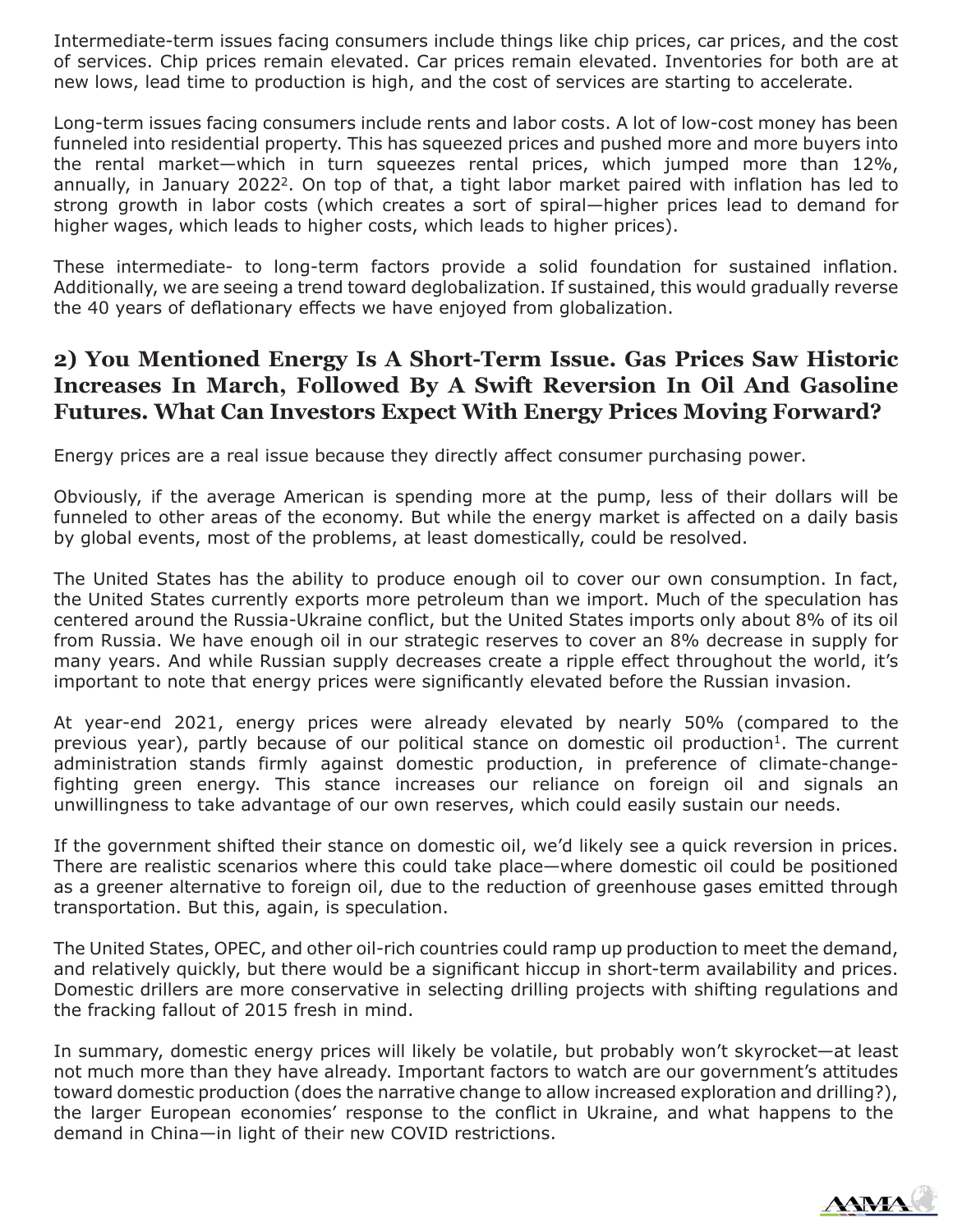Intermediate-term issues facing consumers include things like chip prices, car prices, and the cost of services. Chip prices remain elevated. Car prices remain elevated. Inventories for both are at new lows, lead time to production is high, and the cost of services are starting to accelerate.

Long-term issues facing consumers include rents and labor costs. A lot of low-cost money has been funneled into residential property. This has squeezed prices and pushed more and more buyers into the rental market—which in turn squeezes rental prices, which jumped more than 12%, annually, in January 2022[2]. On top of that, a tight labor market paired with inflation has led to strong growth in labor costs (which creates a sort of spiral—higher prices lead to demand for higher wages, which leads to higher costs, which leads to higher prices).

These intermediate- to long-term factors provide a solid foundation for sustained inflation. Additionally, we are seeing a trend toward deglobalization. If sustained, this would gradually reverse the 40 years of deflationary effects we have enjoyed from globalization.

## 2) You Mentioned Energy Is A Short-Term Issue. Gas Prices Saw Historic Increases In March, Followed By A Swift Reversion In Oil And Gasoline Futures. What Can Investors Expect With Energy Prices Moving Forward?

Energy prices are a real issue because they directly affect consumer purchasing power.

Obviously, if the average American is spending more at the pump, less of their dollars will be funneled to other areas of the economy. But while the energy market is affected on a daily basis by global events, most of the problems, at least domestically, could be resolved.

The United States has the ability to produce enough oil to cover our own consumption. In fact, the United States currently exports more petroleum than we import. Much of the speculation has centered around the Russia-Ukraine conflict, but the United States imports only about 8% of its oil from Russia. We have enough oil in our strategic reserves to cover an 8% decrease in supply for many years. And while Russian supply decreases create a ripple effect throughout the world, it's important to note that energy prices were significantly elevated before the Russian invasion.

At year-end 2021, energy prices were already elevated by nearly 50% (compared to the previous year), partly because of our political stance on domestic oil production[1]. The current administration stands firmly against domestic production, in preference of climate-change-fighting green energy. This stance increases our reliance on foreign oil and signals an unwillingness to take advantage of our own reserves, which could easily sustain our needs.

If the government shifted their stance on domestic oil, we'd likely see a quick reversion in prices. There are realistic scenarios where this could take place—where domestic oil could be positioned as a greener alternative to foreign oil, due to the reduction of greenhouse gases emitted through transportation. But this, again, is speculation.

The United States, OPEC, and other oil-rich countries could ramp up production to meet the demand, and relatively quickly, but there would be a significant hiccup in short-term availability and prices. Domestic drillers are more conservative in selecting drilling projects with shifting regulations and the fracking fallout of 2015 fresh in mind.

In summary, domestic energy prices will likely be volatile, but probably won't skyrocket—at least not much more than they have already. Important factors to watch are our government's attitudes toward domestic production (does the narrative change to allow increased exploration and drilling?), the larger European economies' response to the conflict in Ukraine, and what happens to the demand in China—in light of their new COVID restrictions.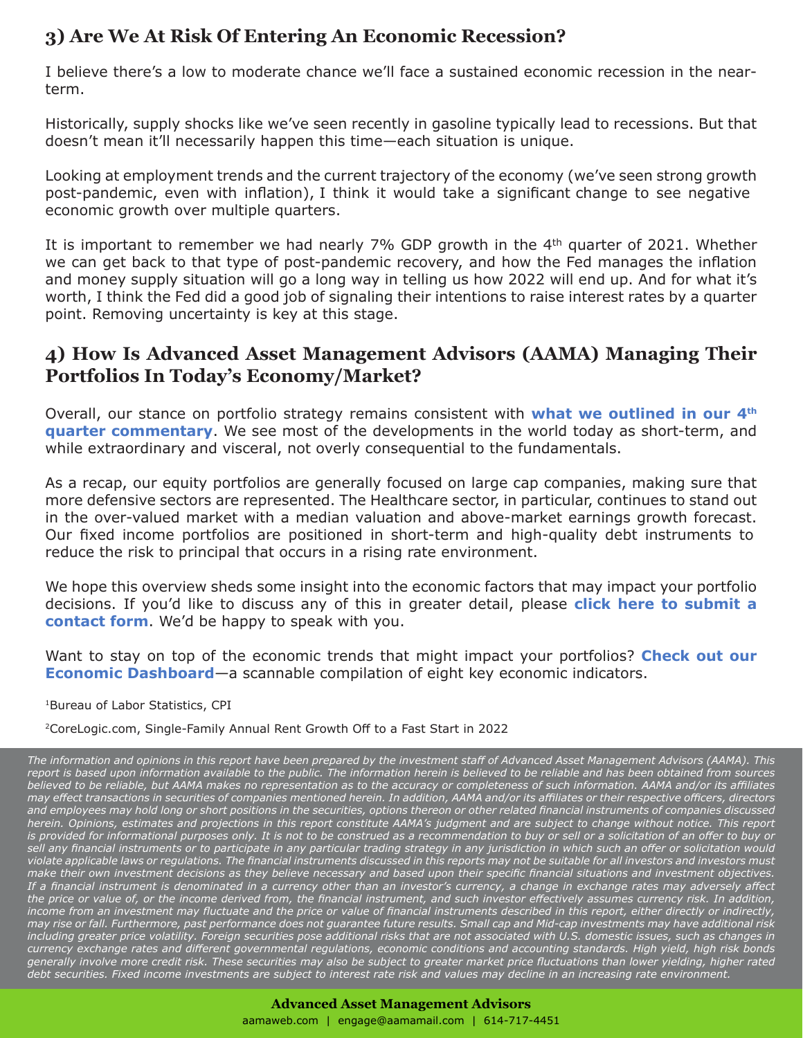## 3) Are We At Risk Of Entering An Economic Recession?

I believe there's a low to moderate chance we'll face a sustained economic recession in the near-term.

Historically, supply shocks like we've seen recently in gasoline typically lead to recessions. But that doesn't mean it'll necessarily happen this time—each situation is unique.

Looking at employment trends and the current trajectory of the economy (we've seen strong growth post-pandemic, even with inflation), I think it would take a significant change to see negative economic growth over multiple quarters.

It is important to remember we had nearly 7% GDP growth in the 4th quarter of 2021. Whether we can get back to that type of post-pandemic recovery, and how the Fed manages the inflation and money supply situation will go a long way in telling us how 2022 will end up. And for what it's worth, I think the Fed did a good job of signaling their intentions to raise interest rates by a quarter point. Removing uncertainty is key at this stage.

## 4) How Is Advanced Asset Management Advisors (AAMA) Managing Their Portfolios In Today's Economy/Market?

Overall, our stance on portfolio strategy remains consistent with **what we outlined in our 4th quarter commentary**. We see most of the developments in the world today as short-term, and while extraordinary and visceral, not overly consequential to the fundamentals.

As a recap, our equity portfolios are generally focused on large cap companies, making sure that more defensive sectors are represented. The Healthcare sector, in particular, continues to stand out in the over-valued market with a median valuation and above-market earnings growth forecast. Our fixed income portfolios are positioned in short-term and high-quality debt instruments to reduce the risk to principal that occurs in a rising rate environment.

We hope this overview sheds some insight into the economic factors that may impact your portfolio decisions. If you'd like to discuss any of this in greater detail, please **click here to submit a contact form**. We'd be happy to speak with you.

Want to stay on top of the economic trends that might impact your portfolios? **Check out our Economic Dashboard**—a scannable compilation of eight key economic indicators.

[1]Bureau of Labor Statistics, CPI

[2]CoreLogic.com, Single-Family Annual Rent Growth Off to a Fast Start in 2022

*The information and opinions in this report have been prepared by the investment staff of Advanced Asset Management Advisors (AAMA). This report is based upon information available to the public. The information herein is believed to be reliable and has been obtained from sources believed to be reliable, but AAMA makes no representation as to the accuracy or completeness of such information. AAMA and/or its affiliates may effect transactions in securities of companies mentioned herein. In addition, AAMA and/or its affiliates or their respective officers, directors and employees may hold long or short positions in the securities, options thereon or other related financial instruments of companies discussed herein. Opinions, estimates and projections in this report constitute AAMA's judgment and are subject to change without notice. This report is provided for informational purposes only. It is not to be construed as a recommendation to buy or sell or a solicitation of an offer to buy or sell any financial instruments or to participate in any particular trading strategy in any jurisdiction in which such an offer or solicitation would violate applicable laws or regulations. The financial instruments discussed in this reports may not be suitable for all investors and investors must make their own investment decisions as they believe necessary and based upon their specific financial situations and investment objectives. If a financial instrument is denominated in a currency other than an investor's currency, a change in exchange rates may adversely affect the price or value of, or the income derived from, the financial instrument, and such investor effectively assumes currency risk. In addition, income from an investment may fluctuate and the price or value of financial instruments described in this report, either directly or indirectly, may rise or fall. Furthermore, past performance does not guarantee future results. Small cap and Mid-cap investments may have additional risk including greater price volatility. Foreign securities pose additional risks that are not associated with U.S. domestic issues, such as changes in currency exchange rates and different governmental regulations, economic conditions and accounting standards. High yield, high risk bonds generally involve more credit risk. These securities may also be subject to greater market price fluctuations than lower yielding, higher rated debt securities. Fixed income investments are subject to interest rate risk and values may decline in an increasing rate environment.*

**Advanced Asset Management Advisors**
aamaweb.com | engage@aamamail.com | 614-717-4451